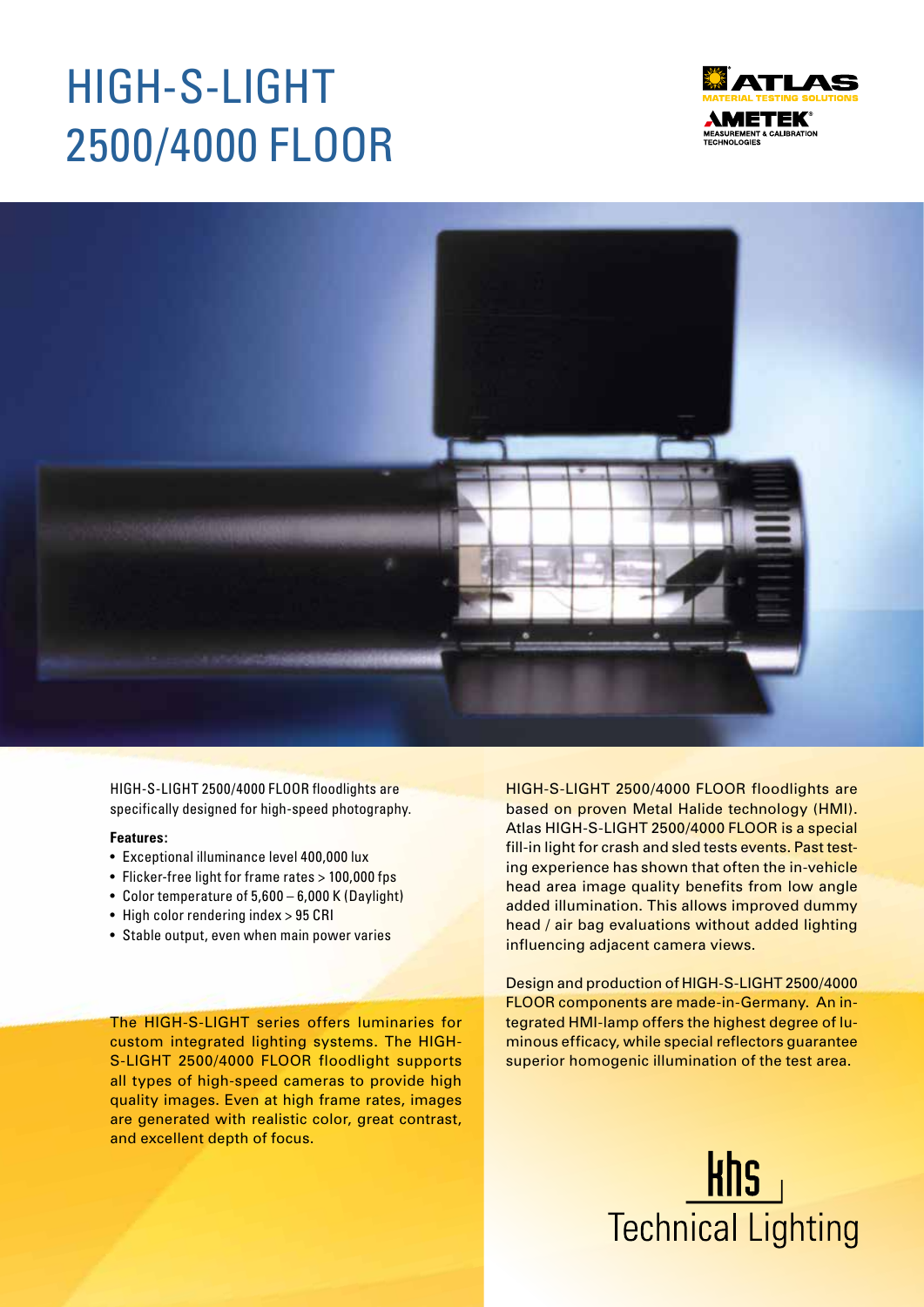# HIGH-S-LIGHT 2500/4000 FLOOR

HIGH-S-LIGHT 2500/4000 FLOOR floodlights are specifically designed for high-speed photography.

**Features:**

- Exceptional illuminance level 400,000 lux
- Flicker-free light for frame rates > 100,000 fps
- Color temperature of 5,600 – 6,000 K (Daylight)
- High color rendering index > 95 CRI
- Stable output, even when main power varies

The HIGH-S-LIGHT series offers luminaries for custom integrated lighting systems. The HIGH-S-LIGHT 2500/4000 FLOOR floodlight supports all types of high-speed cameras to provide high quality images. Even at high frame rates, images are generated with realistic color, great contrast, and excellent depth of focus.

HIGH-S-LIGHT 2500/4000 FLOOR floodlights are based on proven Metal Halide technology (HMI). Atlas HIGH-S-LIGHT 2500/4000 FLOOR is a special fill-in light for crash and sled tests events. Past testing experience has shown that often the in-vehicle head area image quality benefits from low angle added illumination. This allows improved dummy head / air bag evaluations without added lighting influencing adjacent camera views.

Design and production of HIGH-S-LIGHT 2500/4000 FLOOR components are made-in-Germany. An integrated HMI-lamp offers the highest degree of luminous efficacy, while special reflectors guarantee superior homogenic illumination of the test area.

khs Technical Lighting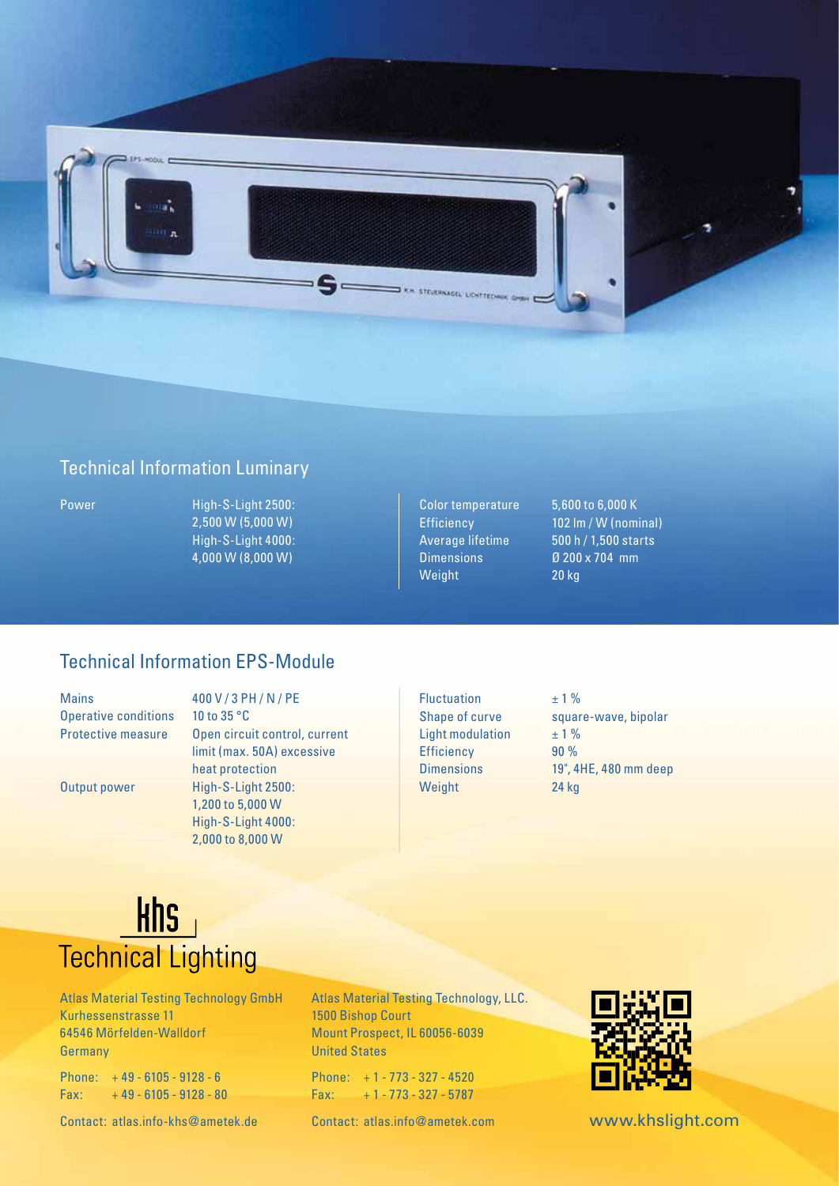## Technical Information Luminary

| | |
|---|---|
| Power | High-S-Light 2500: 2,500 W (5,000 W) High-S-Light 4000: 4,000 W (8,000 W) |
| Color temperature | 5,600 to 6,000 K |
| Efficiency | 102 lm / W (nominal) |
| Average lifetime | 500 h / 1,500 starts |
| Dimensions | Ø 200 x 704 mm |
| Weight | 20 kg |

## Technical Information EPS-Module

| | |
|---|---|
| Mains | 400 V / 3 PH / N / PE |
| Operative conditions | 10 to 35 °C |
| Protective measure | Open circuit control, current limit (max. 50A) excessive heat protection |
| Output power | High-S-Light 2500: 1,200 to 5,000 W High-S-Light 4000: 2,000 to 8,000 W |
| Fluctuation | ± 1 % |
| Shape of curve | square-wave, bipolar |
| Light modulation | ± 1 % |
| Efficiency | 90 % |
| Dimensions | 19", 4HE, 480 mm deep |
| Weight | 24 kg |

khs
Technical Lighting

Atlas Material Testing Technology GmbH
Kurhessenstrasse 11
64546 Mörfelden-Walldorf
Germany

Phone: + 49 - 6105 - 9128 - 6
Fax: + 49 - 6105 - 9128 - 80

Contact: atlas.info-khs@ametek.de

Atlas Material Testing Technology, LLC.
1500 Bishop Court
Mount Prospect, IL 60056-6039
United States

Phone: + 1 - 773 - 327 - 4520
Fax: + 1 - 773 - 327 - 5787

Contact: atlas.info@ametek.com

www.khslight.com